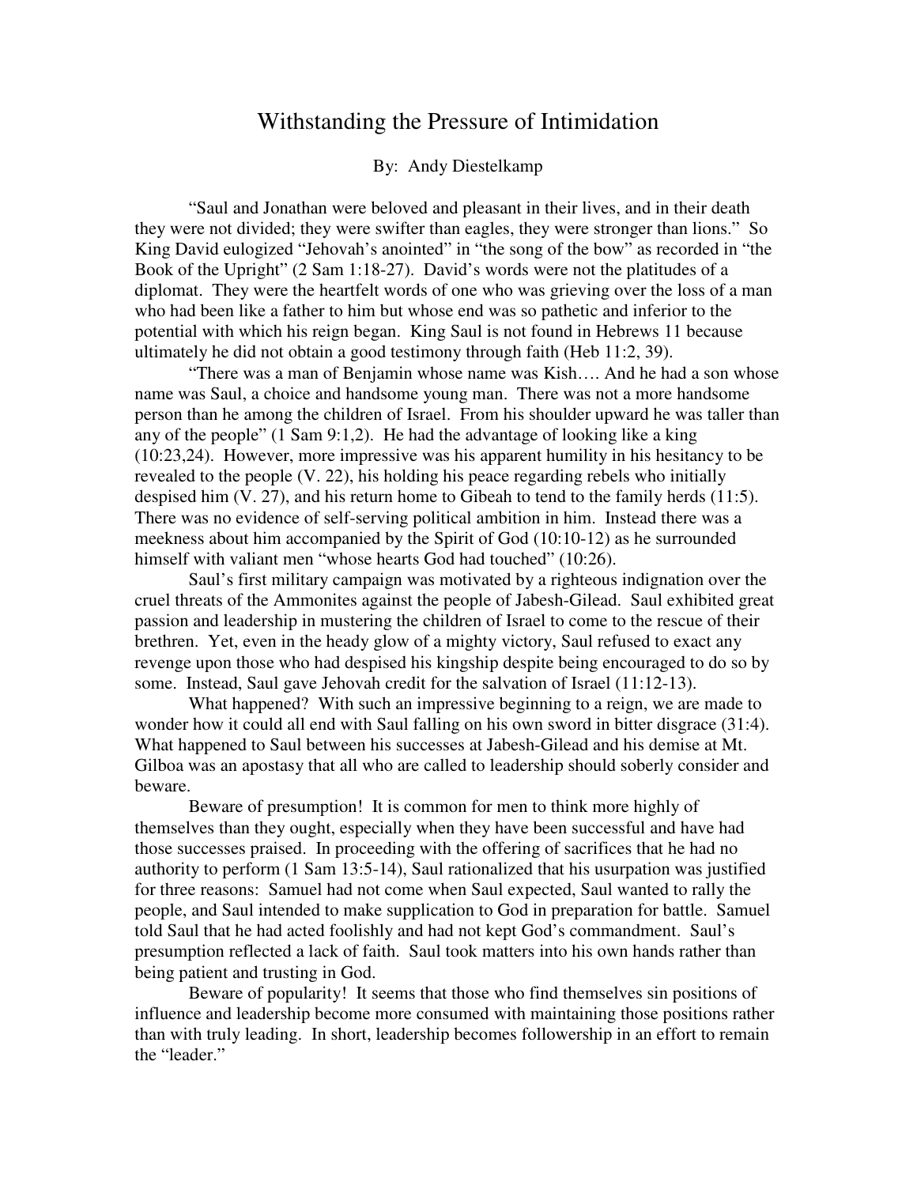# Withstanding the Pressure of Intimidation

By: Andy Diestelkamp

"Saul and Jonathan were beloved and pleasant in their lives, and in their death they were not divided; they were swifter than eagles, they were stronger than lions." So King David eulogized "Jehovah's anointed" in "the song of the bow" as recorded in "the Book of the Upright" (2 Sam 1:18-27). David's words were not the platitudes of a diplomat. They were the heartfelt words of one who was grieving over the loss of a man who had been like a father to him but whose end was so pathetic and inferior to the potential with which his reign began. King Saul is not found in Hebrews 11 because ultimately he did not obtain a good testimony through faith (Heb 11:2, 39).

"There was a man of Benjamin whose name was Kish…. And he had a son whose name was Saul, a choice and handsome young man. There was not a more handsome person than he among the children of Israel. From his shoulder upward he was taller than any of the people" (1 Sam 9:1,2). He had the advantage of looking like a king (10:23,24). However, more impressive was his apparent humility in his hesitancy to be revealed to the people (V. 22), his holding his peace regarding rebels who initially despised him (V. 27), and his return home to Gibeah to tend to the family herds (11:5). There was no evidence of self-serving political ambition in him. Instead there was a meekness about him accompanied by the Spirit of God (10:10-12) as he surrounded himself with valiant men "whose hearts God had touched" (10:26).

Saul's first military campaign was motivated by a righteous indignation over the cruel threats of the Ammonites against the people of Jabesh-Gilead. Saul exhibited great passion and leadership in mustering the children of Israel to come to the rescue of their brethren. Yet, even in the heady glow of a mighty victory, Saul refused to exact any revenge upon those who had despised his kingship despite being encouraged to do so by some. Instead, Saul gave Jehovah credit for the salvation of Israel (11:12-13).

What happened? With such an impressive beginning to a reign, we are made to wonder how it could all end with Saul falling on his own sword in bitter disgrace (31:4). What happened to Saul between his successes at Jabesh-Gilead and his demise at Mt. Gilboa was an apostasy that all who are called to leadership should soberly consider and beware.

Beware of presumption! It is common for men to think more highly of themselves than they ought, especially when they have been successful and have had those successes praised. In proceeding with the offering of sacrifices that he had no authority to perform (1 Sam 13:5-14), Saul rationalized that his usurpation was justified for three reasons: Samuel had not come when Saul expected, Saul wanted to rally the people, and Saul intended to make supplication to God in preparation for battle. Samuel told Saul that he had acted foolishly and had not kept God's commandment. Saul's presumption reflected a lack of faith. Saul took matters into his own hands rather than being patient and trusting in God.

Beware of popularity! It seems that those who find themselves sin positions of influence and leadership become more consumed with maintaining those positions rather than with truly leading. In short, leadership becomes followership in an effort to remain the "leader."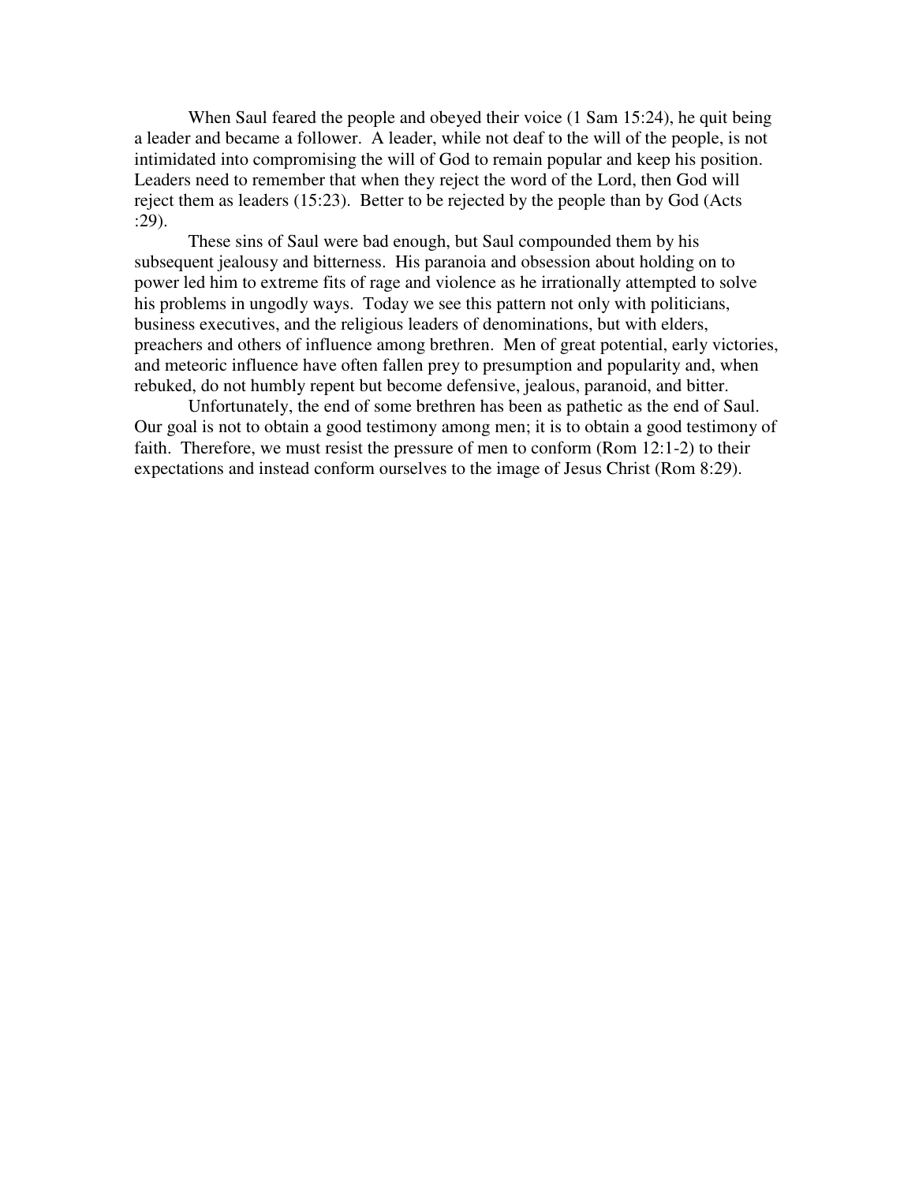When Saul feared the people and obeyed their voice (1 Sam 15:24), he quit being a leader and became a follower. A leader, while not deaf to the will of the people, is not intimidated into compromising the will of God to remain popular and keep his position. Leaders need to remember that when they reject the word of the Lord, then God will reject them as leaders (15:23). Better to be rejected by the people than by God (Acts :29).

These sins of Saul were bad enough, but Saul compounded them by his subsequent jealousy and bitterness. His paranoia and obsession about holding on to power led him to extreme fits of rage and violence as he irrationally attempted to solve his problems in ungodly ways. Today we see this pattern not only with politicians, business executives, and the religious leaders of denominations, but with elders, preachers and others of influence among brethren. Men of great potential, early victories, and meteoric influence have often fallen prey to presumption and popularity and, when rebuked, do not humbly repent but become defensive, jealous, paranoid, and bitter.

Unfortunately, the end of some brethren has been as pathetic as the end of Saul. Our goal is not to obtain a good testimony among men; it is to obtain a good testimony of faith. Therefore, we must resist the pressure of men to conform (Rom 12:1-2) to their expectations and instead conform ourselves to the image of Jesus Christ (Rom 8:29).